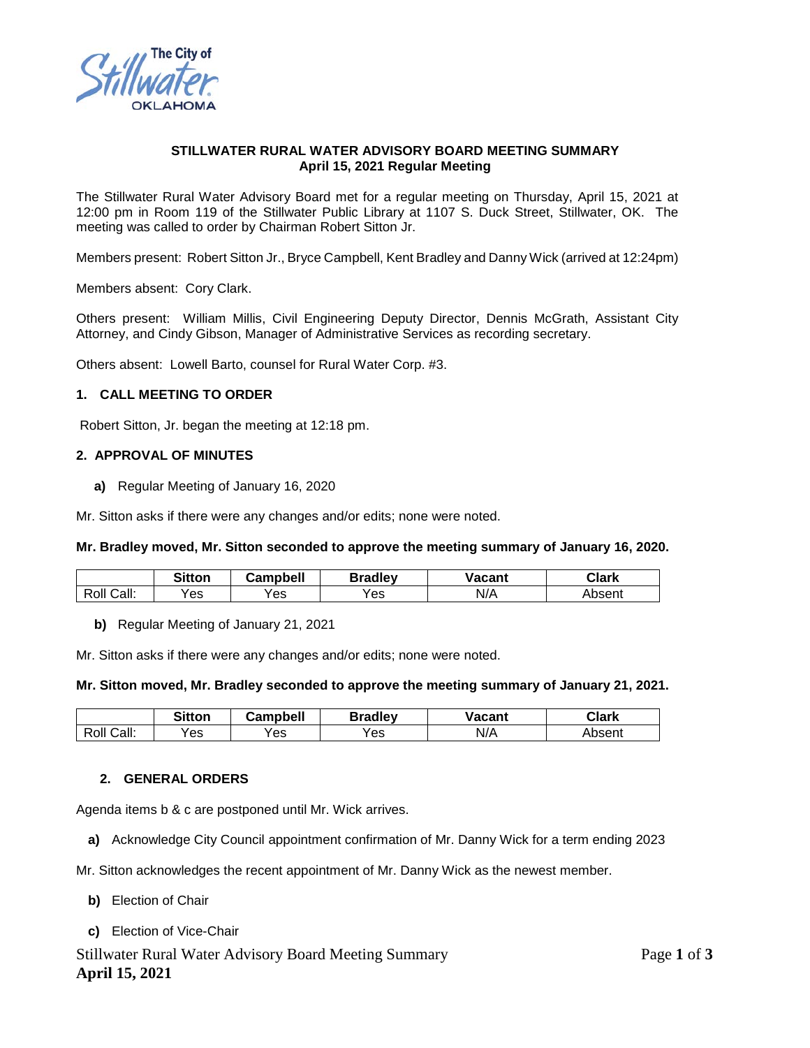**STILLWATER RURAL WATER ADVISORY BOARD MEETING SUMMARY**
**April 15, 2021 Regular Meeting**

The Stillwater Rural Water Advisory Board met for a regular meeting on Thursday, April 15, 2021 at 12:00 pm in Room 119 of the Stillwater Public Library at 1107 S. Duck Street, Stillwater, OK. The meeting was called to order by Chairman Robert Sitton Jr.

Members present: Robert Sitton Jr., Bryce Campbell, Kent Bradley and Danny Wick (arrived at 12:24pm)

Members absent: Cory Clark.

Others present: William Millis, Civil Engineering Deputy Director, Dennis McGrath, Assistant City Attorney, and Cindy Gibson, Manager of Administrative Services as recording secretary.

Others absent: Lowell Barto, counsel for Rural Water Corp. #3.

### 1. CALL MEETING TO ORDER

Robert Sitton, Jr. began the meeting at 12:18 pm.

### 2. APPROVAL OF MINUTES

**a)** Regular Meeting of January 16, 2020

Mr. Sitton asks if there were any changes and/or edits; none were noted.

**Mr. Bradley moved, Mr. Sitton seconded to approve the meeting summary of January 16, 2020.**

| | Sitton | Campbell | Bradley | Vacant | Clark |
|---|---|---|---|---|---|
| Roll Call: | Yes | Yes | Yes | N/A | Absent |

**b)** Regular Meeting of January 21, 2021

Mr. Sitton asks if there were any changes and/or edits; none were noted.

**Mr. Sitton moved, Mr. Bradley seconded to approve the meeting summary of January 21, 2021.**

| | Sitton | Campbell | Bradley | Vacant | Clark |
|---|---|---|---|---|---|
| Roll Call: | Yes | Yes | Yes | N/A | Absent |

### 2. GENERAL ORDERS

Agenda items b & c are postponed until Mr. Wick arrives.

**a)** Acknowledge City Council appointment confirmation of Mr. Danny Wick for a term ending 2023

Mr. Sitton acknowledges the recent appointment of Mr. Danny Wick as the newest member.

**b)** Election of Chair

**c)** Election of Vice-Chair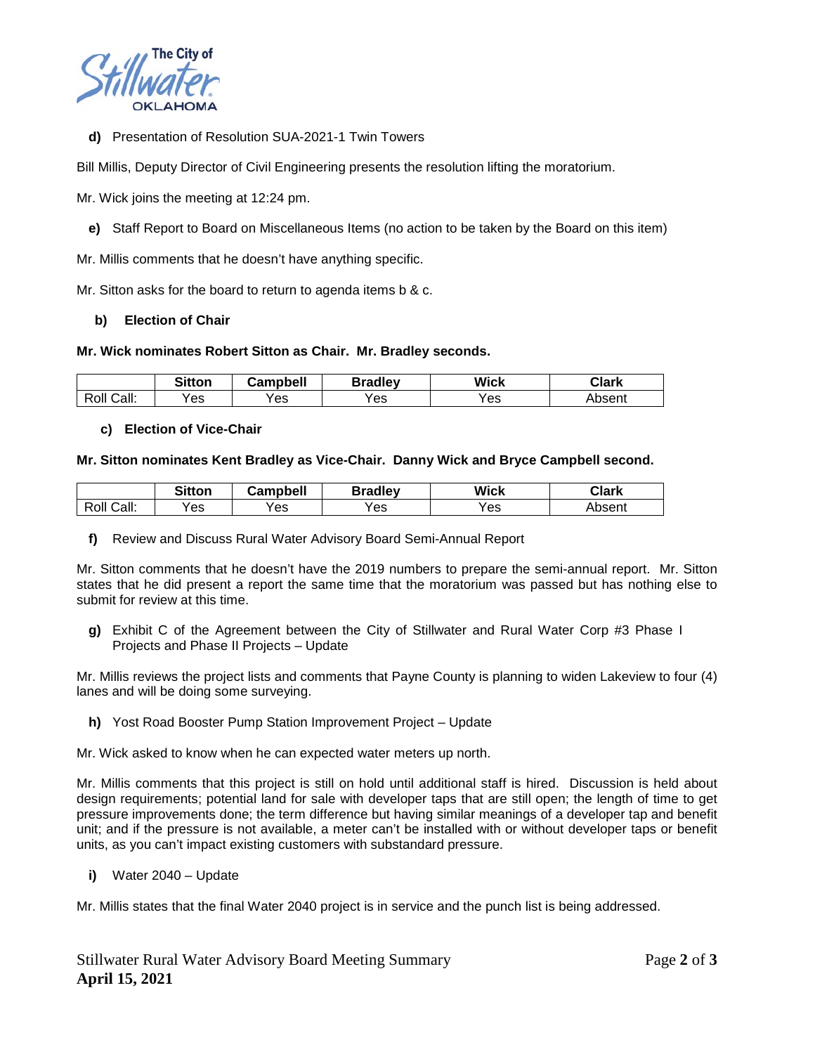**d)** Presentation of Resolution SUA-2021-1 Twin Towers

Bill Millis, Deputy Director of Civil Engineering presents the resolution lifting the moratorium.

Mr. Wick joins the meeting at 12:24 pm.

**e)** Staff Report to Board on Miscellaneous Items (no action to be taken by the Board on this item)

Mr. Millis comments that he doesn't have anything specific.

Mr. Sitton asks for the board to return to agenda items b & c.

**b) Election of Chair**

**Mr. Wick nominates Robert Sitton as Chair. Mr. Bradley seconds.**

| | Sitton | Campbell | Bradley | Wick | Clark |
|---|---|---|---|---|---|
| Roll Call: | Yes | Yes | Yes | Yes | Absent |

**c) Election of Vice-Chair**

**Mr. Sitton nominates Kent Bradley as Vice-Chair. Danny Wick and Bryce Campbell second.**

| | Sitton | Campbell | Bradley | Wick | Clark |
|---|---|---|---|---|---|
| Roll Call: | Yes | Yes | Yes | Yes | Absent |

**f)** Review and Discuss Rural Water Advisory Board Semi-Annual Report

Mr. Sitton comments that he doesn't have the 2019 numbers to prepare the semi-annual report. Mr. Sitton states that he did present a report the same time that the moratorium was passed but has nothing else to submit for review at this time.

**g)** Exhibit C of the Agreement between the City of Stillwater and Rural Water Corp #3 Phase I Projects and Phase II Projects – Update

Mr. Millis reviews the project lists and comments that Payne County is planning to widen Lakeview to four (4) lanes and will be doing some surveying.

**h)** Yost Road Booster Pump Station Improvement Project – Update

Mr. Wick asked to know when he can expected water meters up north.

Mr. Millis comments that this project is still on hold until additional staff is hired. Discussion is held about design requirements; potential land for sale with developer taps that are still open; the length of time to get pressure improvements done; the term difference but having similar meanings of a developer tap and benefit unit; and if the pressure is not available, a meter can't be installed with or without developer taps or benefit units, as you can't impact existing customers with substandard pressure.

**i)** Water 2040 – Update

Mr. Millis states that the final Water 2040 project is in service and the punch list is being addressed.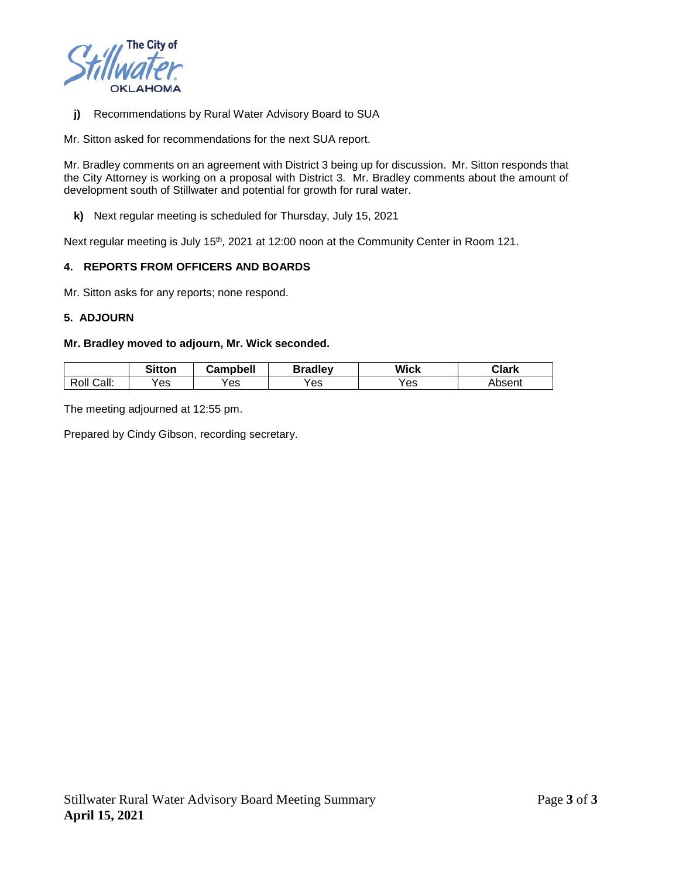**j)** Recommendations by Rural Water Advisory Board to SUA

Mr. Sitton asked for recommendations for the next SUA report.

Mr. Bradley comments on an agreement with District 3 being up for discussion. Mr. Sitton responds that the City Attorney is working on a proposal with District 3. Mr. Bradley comments about the amount of development south of Stillwater and potential for growth for rural water.

**k)** Next regular meeting is scheduled for Thursday, July 15, 2021

Next regular meeting is July 15th, 2021 at 12:00 noon at the Community Center in Room 121.

### 4. REPORTS FROM OFFICERS AND BOARDS

Mr. Sitton asks for any reports; none respond.

### 5. ADJOURN

**Mr. Bradley moved to adjourn, Mr. Wick seconded.**

| | Sitton | Campbell | Bradley | Wick | Clark |
|---|---|---|---|---|---|
| Roll Call: | Yes | Yes | Yes | Yes | Absent |

The meeting adjourned at 12:55 pm.

Prepared by Cindy Gibson, recording secretary.